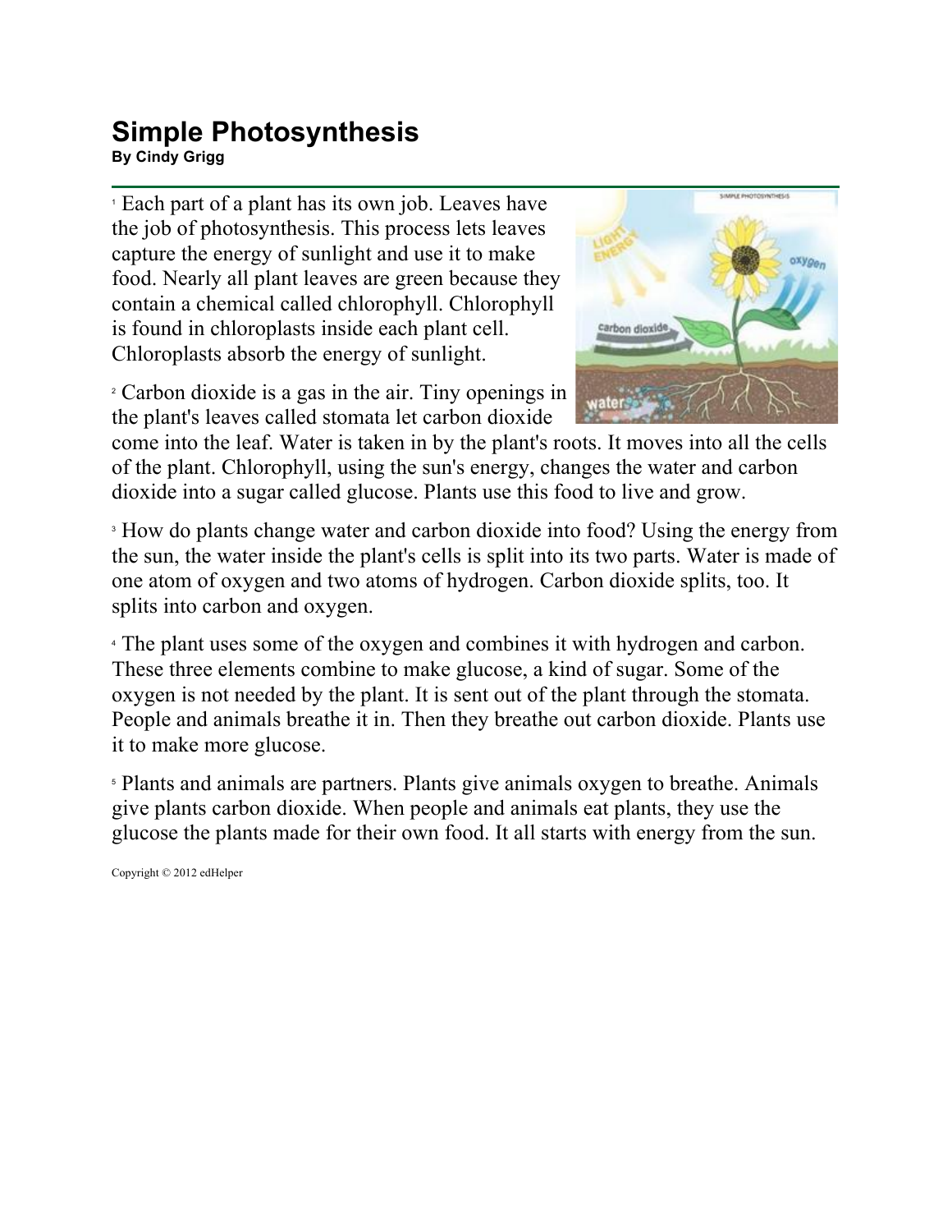# Simple Photosynthesis

**By Cindy Grigg**

[1] Each part of a plant has its own job. Leaves have the job of photosynthesis. This process lets leaves capture the energy of sunlight and use it to make food. Nearly all plant leaves are green because they contain a chemical called chlorophyll. Chlorophyll is found in chloroplasts inside each plant cell. Chloroplasts absorb the energy of sunlight.

[2] Carbon dioxide is a gas in the air. Tiny openings in the plant's leaves called stomata let carbon dioxide come into the leaf. Water is taken in by the plant's roots. It moves into all the cells of the plant. Chlorophyll, using the sun's energy, changes the water and carbon dioxide into a sugar called glucose. Plants use this food to live and grow.

[3] How do plants change water and carbon dioxide into food? Using the energy from the sun, the water inside the plant's cells is split into its two parts. Water is made of one atom of oxygen and two atoms of hydrogen. Carbon dioxide splits, too. It splits into carbon and oxygen.

[4] The plant uses some of the oxygen and combines it with hydrogen and carbon. These three elements combine to make glucose, a kind of sugar. Some of the oxygen is not needed by the plant. It is sent out of the plant through the stomata. People and animals breathe it in. Then they breathe out carbon dioxide. Plants use it to make more glucose.

[5] Plants and animals are partners. Plants give animals oxygen to breathe. Animals give plants carbon dioxide. When people and animals eat plants, they use the glucose the plants made for their own food. It all starts with energy from the sun.

Copyright © 2012 edHelper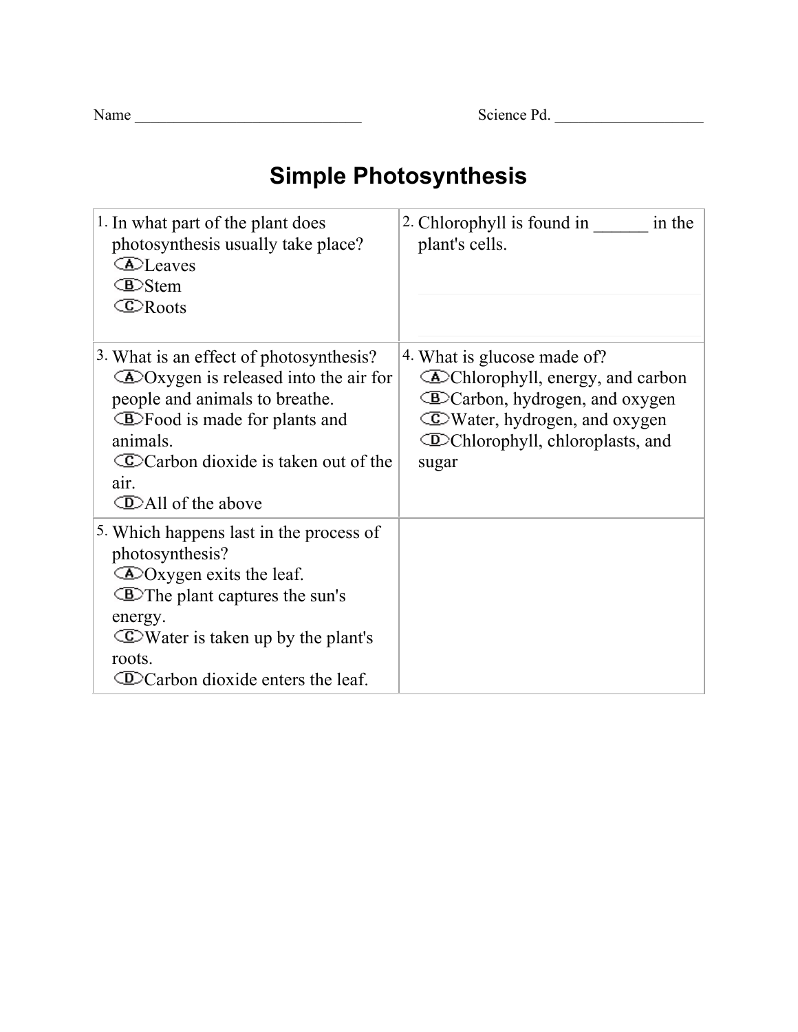Name ____________________________ Science Pd. __________________

# Simple Photosynthesis

| | |
|---|---|
| 1. In what part of the plant does photosynthesis usually take place?<br>(A) Leaves<br>(B) Stem<br>(C) Roots | 2. Chlorophyll is found in ______ in the plant's cells. |
| 3. What is an effect of photosynthesis?<br>(A) Oxygen is released into the air for people and animals to breathe.<br>(B) Food is made for plants and animals.<br>(C) Carbon dioxide is taken out of the air.<br>(D) All of the above | 4. What is glucose made of?<br>(A) Chlorophyll, energy, and carbon<br>(B) Carbon, hydrogen, and oxygen<br>(C) Water, hydrogen, and oxygen<br>(D) Chlorophyll, chloroplasts, and sugar |
| 5. Which happens last in the process of photosynthesis?<br>(A) Oxygen exits the leaf.<br>(B) The plant captures the sun's energy.<br>(C) Water is taken up by the plant's roots.<br>(D) Carbon dioxide enters the leaf. | |